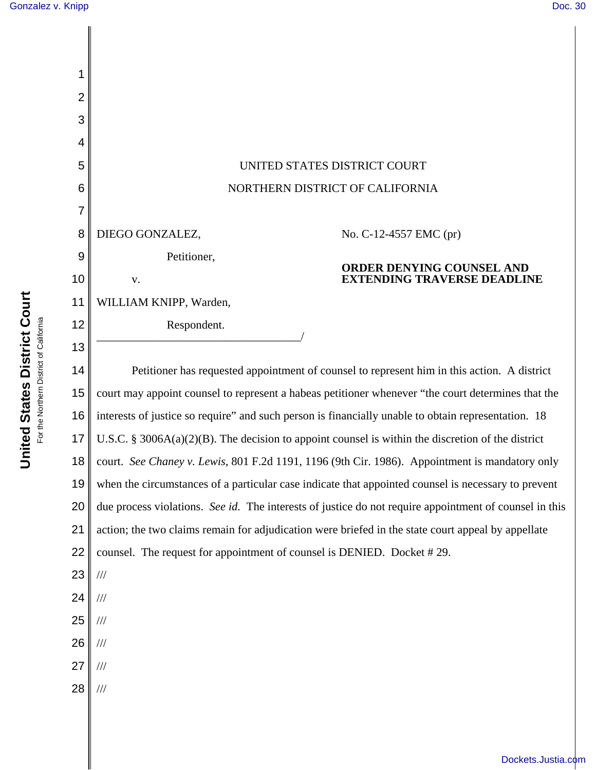UNITED STATES DISTRICT COURT

NORTHERN DISTRICT OF CALIFORNIA

DIEGO GONZALEZ,

Petitioner,

v.

WILLIAM KNIPP, Warden,

Respondent.

No. C-12-4557 EMC (pr)

**ORDER DENYING COUNSEL AND EXTENDING TRAVERSE DEADLINE**

Petitioner has requested appointment of counsel to represent him in this action. A district court may appoint counsel to represent a habeas petitioner whenever "the court determines that the interests of justice so require" and such person is financially unable to obtain representation. 18 U.S.C. § 3006A(a)(2)(B). The decision to appoint counsel is within the discretion of the district court. *See Chaney v. Lewis*, 801 F.2d 1191, 1196 (9th Cir. 1986). Appointment is mandatory only when the circumstances of a particular case indicate that appointed counsel is necessary to prevent due process violations. *See id.* The interests of justice do not require appointment of counsel in this action; the two claims remain for adjudication were briefed in the state court appeal by appellate counsel. The request for appointment of counsel is DENIED. Docket # 29.

///

///

///

///

///

///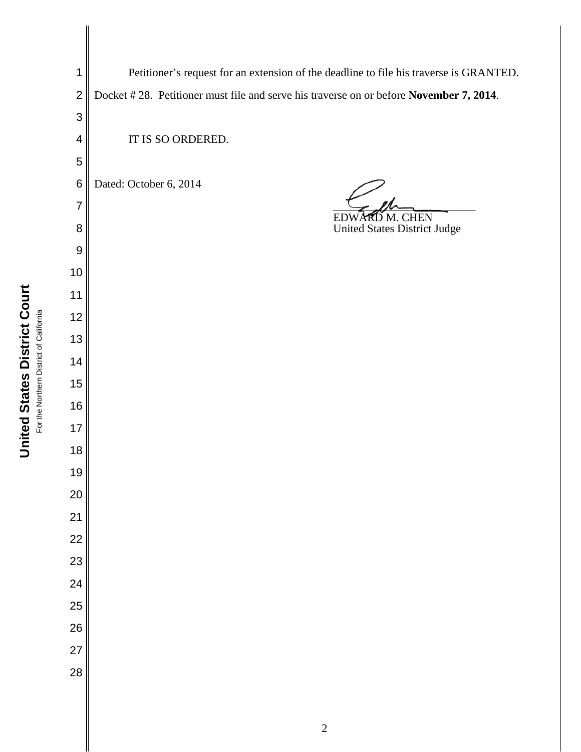Petitioner's request for an extension of the deadline to file his traverse is GRANTED. Docket # 28. Petitioner must file and serve his traverse on or before **November 7, 2014**.

IT IS SO ORDERED.

Dated: October 6, 2014

EDWARD M. CHEN
United States District Judge